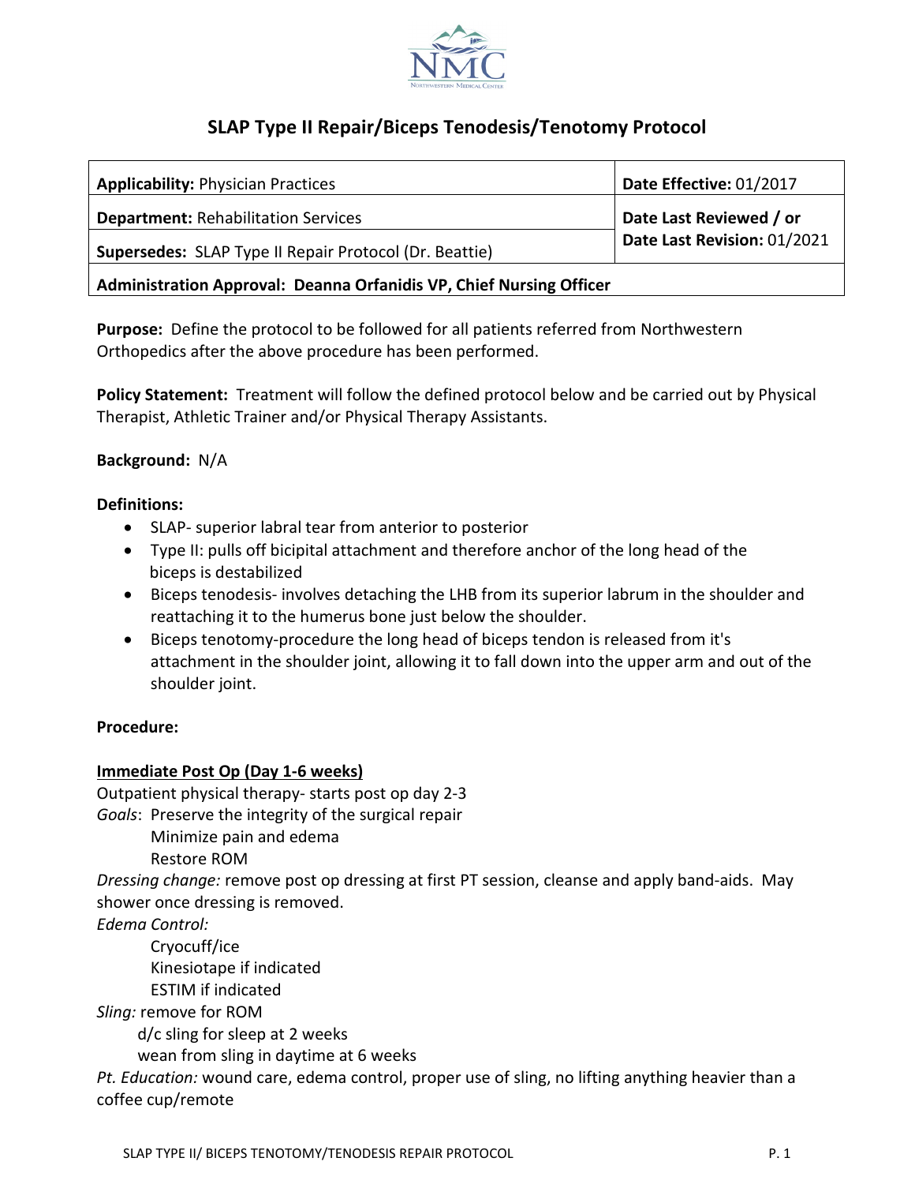# SLAP Type II Repair/Biceps Tenodesis/Tenotomy Protocol

| **Applicability:** Physician Practices | **Date Effective:** 01/2017 |
|---|---|
| **Department:** Rehabilitation Services | **Date Last Reviewed / or Date Last Revision:** 01/2021 |
| **Supersedes:** SLAP Type II Repair Protocol (Dr. Beattie) | |
| **Administration Approval: Deanna Orfanidis VP, Chief Nursing Officer** | |

**Purpose:** Define the protocol to be followed for all patients referred from Northwestern Orthopedics after the above procedure has been performed.

**Policy Statement:** Treatment will follow the defined protocol below and be carried out by Physical Therapist, Athletic Trainer and/or Physical Therapy Assistants.

**Background:** N/A

**Definitions:**

- SLAP- superior labral tear from anterior to posterior
- Type II: pulls off bicipital attachment and therefore anchor of the long head of the biceps is destabilized
- Biceps tenodesis- involves detaching the LHB from its superior labrum in the shoulder and reattaching it to the humerus bone just below the shoulder.
- Biceps tenotomy-procedure the long head of biceps tendon is released from it's attachment in the shoulder joint, allowing it to fall down into the upper arm and out of the shoulder joint.

**Procedure:**

**Immediate Post Op (Day 1-6 weeks)**

Outpatient physical therapy- starts post op day 2-3

*Goals*: Preserve the integrity of the surgical repair
  Minimize pain and edema
  Restore ROM

*Dressing change:* remove post op dressing at first PT session, cleanse and apply band-aids. May shower once dressing is removed.

*Edema Control:*
  Cryocuff/ice
  Kinesiotape if indicated
  ESTIM if indicated

*Sling:* remove for ROM
  d/c sling for sleep at 2 weeks
  wean from sling in daytime at 6 weeks

*Pt. Education:* wound care, edema control, proper use of sling, no lifting anything heavier than a coffee cup/remote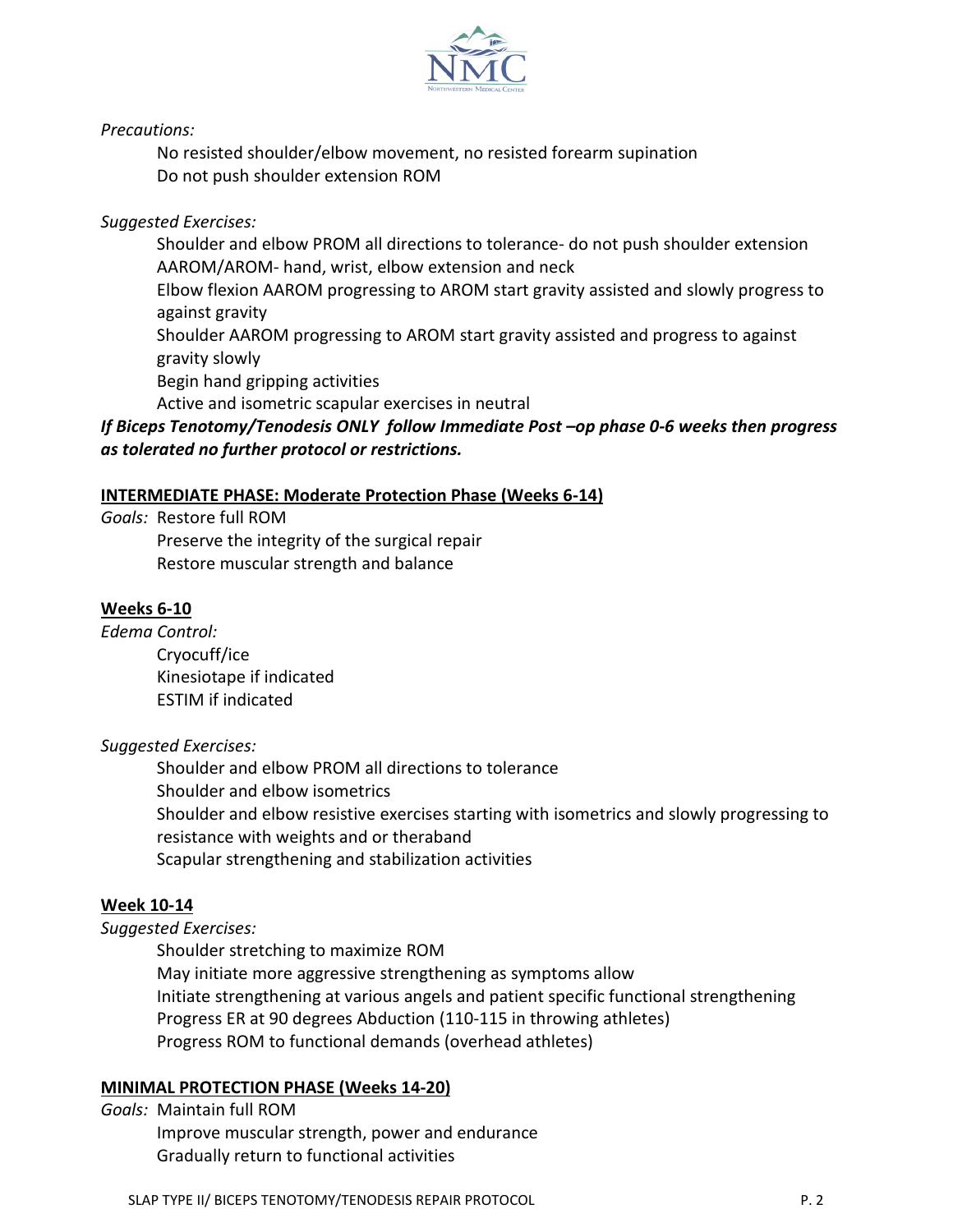*Precautions:*

No resisted shoulder/elbow movement, no resisted forearm supination
Do not push shoulder extension ROM

*Suggested Exercises:*

Shoulder and elbow PROM all directions to tolerance- do not push shoulder extension
AAROM/AROM- hand, wrist, elbow extension and neck
Elbow flexion AAROM progressing to AROM start gravity assisted and slowly progress to against gravity
Shoulder AAROM progressing to AROM start gravity assisted and progress to against gravity slowly
Begin hand gripping activities
Active and isometric scapular exercises in neutral

***If Biceps Tenotomy/Tenodesis ONLY follow Immediate Post –op phase 0-6 weeks then progress as tolerated no further protocol or restrictions.***

## INTERMEDIATE PHASE: Moderate Protection Phase (Weeks 6-14)

*Goals:* Restore full ROM
Preserve the integrity of the surgical repair
Restore muscular strength and balance

### Weeks 6-10

*Edema Control:*

Cryocuff/ice
Kinesiotape if indicated
ESTIM if indicated

*Suggested Exercises:*

Shoulder and elbow PROM all directions to tolerance
Shoulder and elbow isometrics
Shoulder and elbow resistive exercises starting with isometrics and slowly progressing to resistance with weights and or theraband
Scapular strengthening and stabilization activities

### Week 10-14

*Suggested Exercises:*

Shoulder stretching to maximize ROM
May initiate more aggressive strengthening as symptoms allow
Initiate strengthening at various angels and patient specific functional strengthening
Progress ER at 90 degrees Abduction (110-115 in throwing athletes)
Progress ROM to functional demands (overhead athletes)

## MINIMAL PROTECTION PHASE (Weeks 14-20)

*Goals:* Maintain full ROM
Improve muscular strength, power and endurance
Gradually return to functional activities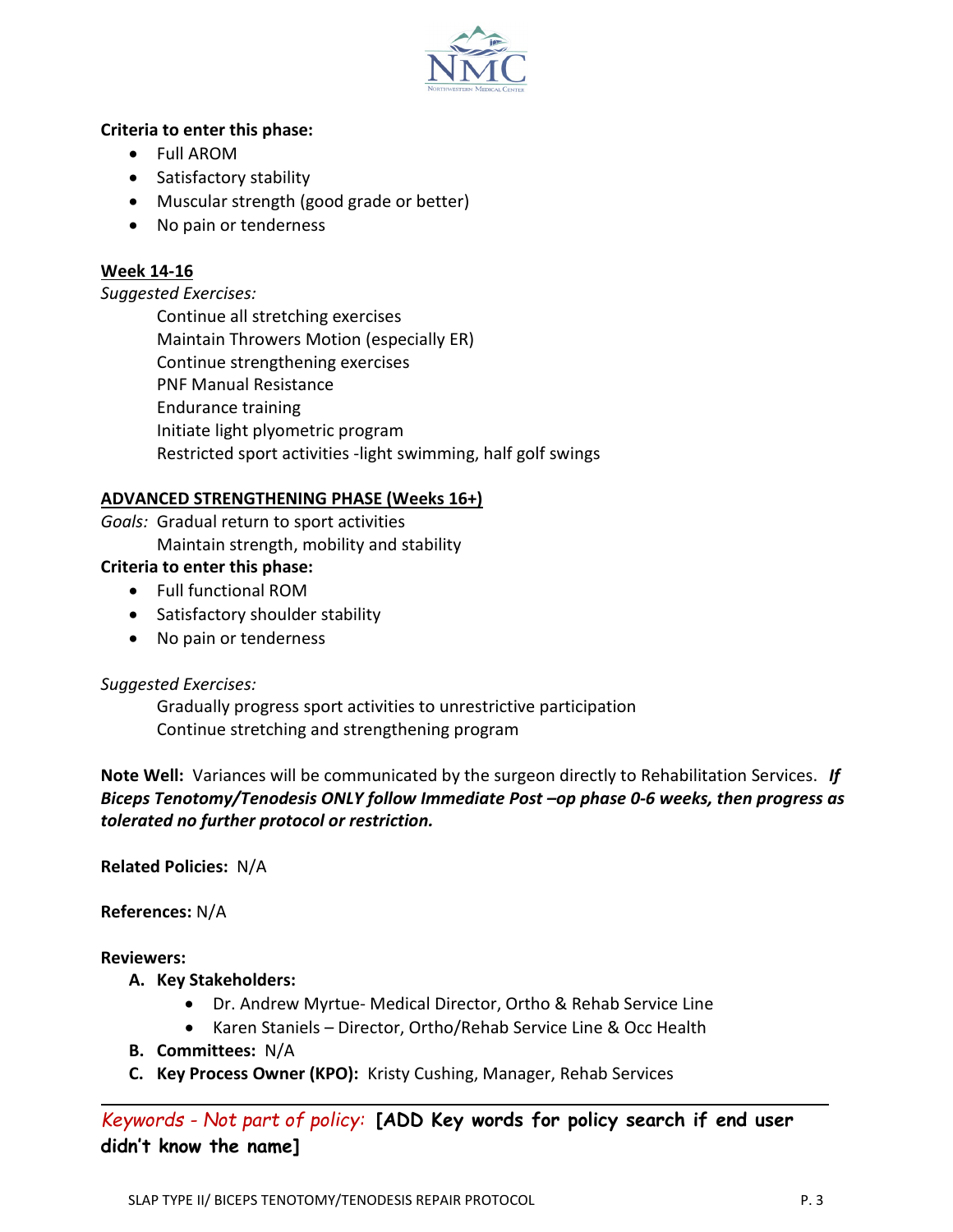**Criteria to enter this phase:**

- Full AROM
- Satisfactory stability
- Muscular strength (good grade or better)
- No pain or tenderness

**Week 14-16**

*Suggested Exercises:*

Continue all stretching exercises
Maintain Throwers Motion (especially ER)
Continue strengthening exercises
PNF Manual Resistance
Endurance training
Initiate light plyometric program
Restricted sport activities -light swimming, half golf swings

**ADVANCED STRENGTHENING PHASE (Weeks 16+)**

*Goals:* Gradual return to sport activities
Maintain strength, mobility and stability

**Criteria to enter this phase:**

- Full functional ROM
- Satisfactory shoulder stability
- No pain or tenderness

*Suggested Exercises:*

Gradually progress sport activities to unrestrictive participation
Continue stretching and strengthening program

**Note Well:** Variances will be communicated by the surgeon directly to Rehabilitation Services. ***If Biceps Tenotomy/Tenodesis ONLY follow Immediate Post –op phase 0-6 weeks, then progress as tolerated no further protocol or restriction.***

**Related Policies:** N/A

**References:** N/A

**Reviewers:**

A. **Key Stakeholders:**
   - Dr. Andrew Myrtue- Medical Director, Ortho & Rehab Service Line
   - Karen Staniels – Director, Ortho/Rehab Service Line & Occ Health
B. **Committees:** N/A
C. **Key Process Owner (KPO):** Kristy Cushing, Manager, Rehab Services

*Keywords - Not part of policy:* **[ADD Key words for policy search if end user didn't know the name]**